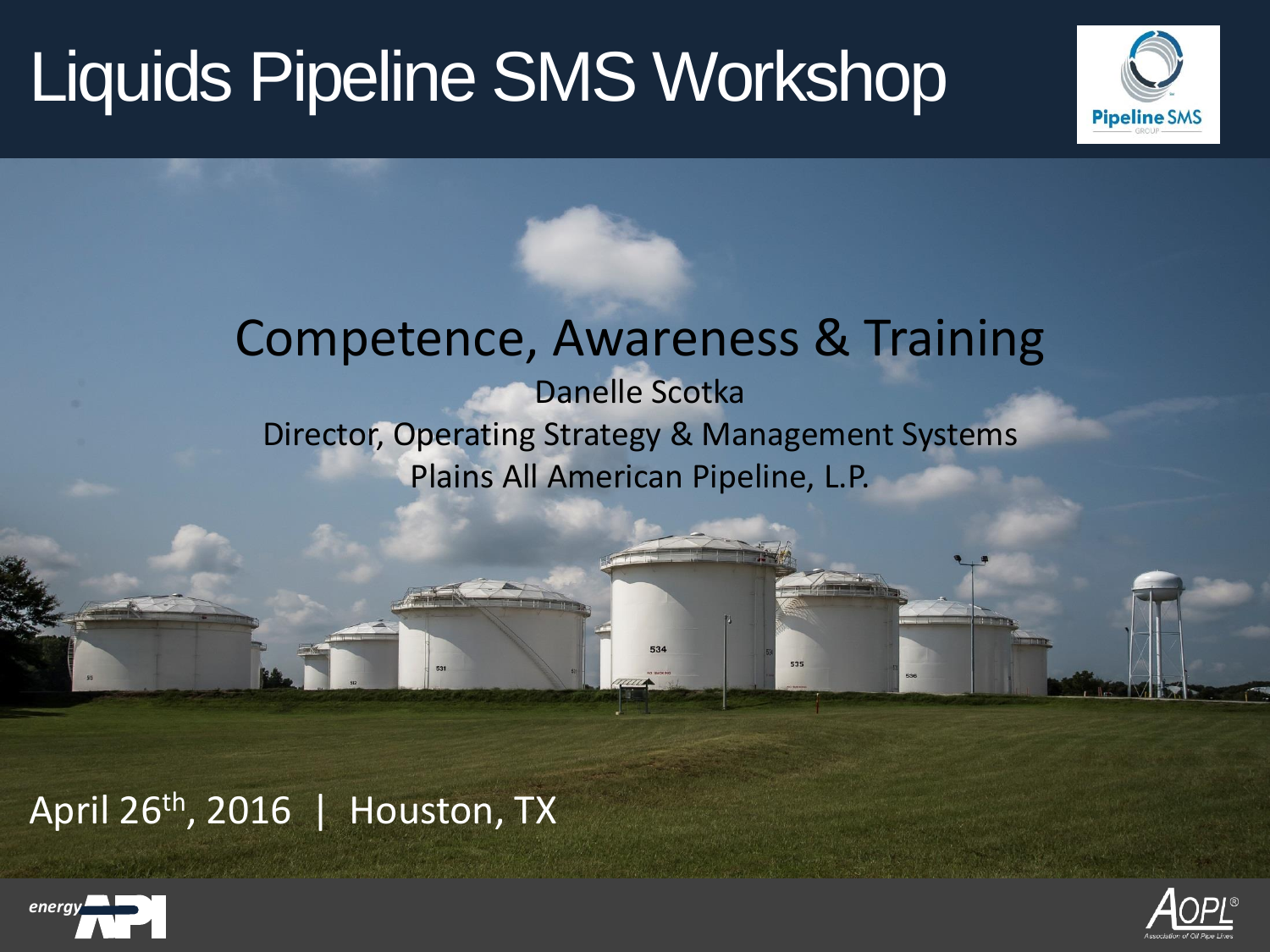# Liquids Pipeline SMS Workshop

## Competence, Awareness & Training

Danelle Scotka

Director, Operating Strategy & Management Systems

Plains All American Pipeline, L.P.

April 26th, 2016 | Houston, TX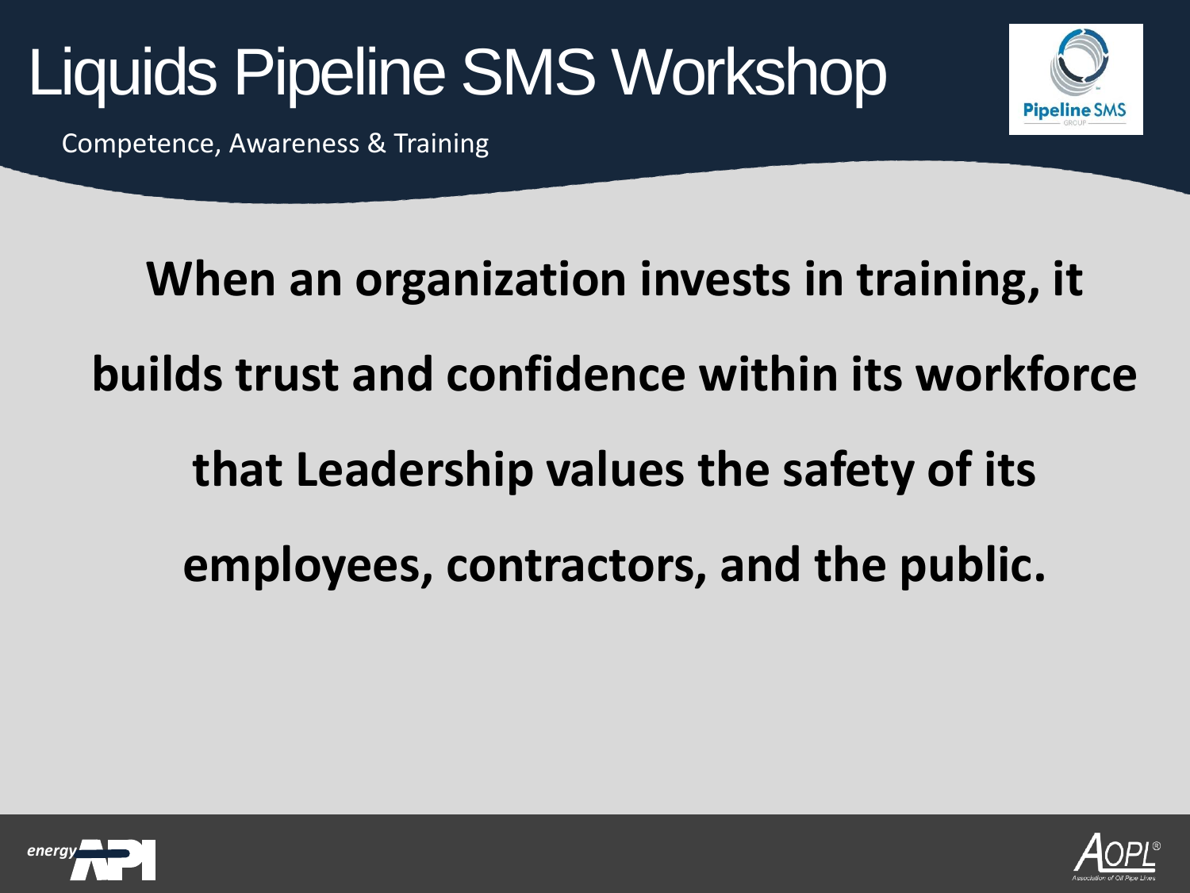# Liquids Pipeline SMS Workshop

Competence, Awareness & Training

**When an organization invests in training, it builds trust and confidence within its workforce that Leadership values the safety of its employees, contractors, and the public.**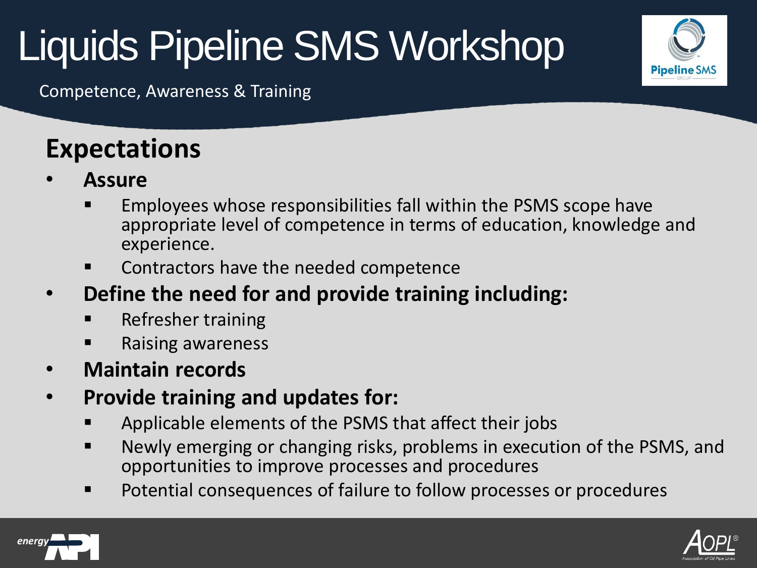# Liquids Pipeline SMS Workshop

Competence, Awareness & Training

## Expectations

- **Assure**
  - Employees whose responsibilities fall within the PSMS scope have appropriate level of competence in terms of education, knowledge and experience.
  - Contractors have the needed competence
- **Define the need for and provide training including:**
  - Refresher training
  - Raising awareness
- **Maintain records**
- **Provide training and updates for:**
  - Applicable elements of the PSMS that affect their jobs
  - Newly emerging or changing risks, problems in execution of the PSMS, and opportunities to improve processes and procedures
  - Potential consequences of failure to follow processes or procedures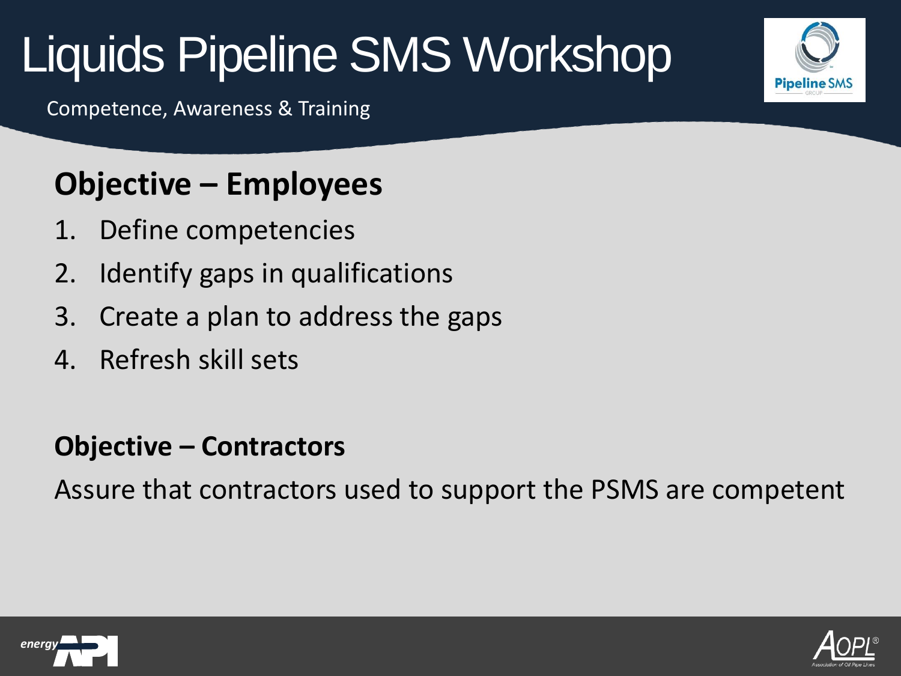# Liquids Pipeline SMS Workshop

Competence, Awareness & Training

## Objective – Employees

1. Define competencies
2. Identify gaps in qualifications
3. Create a plan to address the gaps
4. Refresh skill sets

### Objective – Contractors

Assure that contractors used to support the PSMS are competent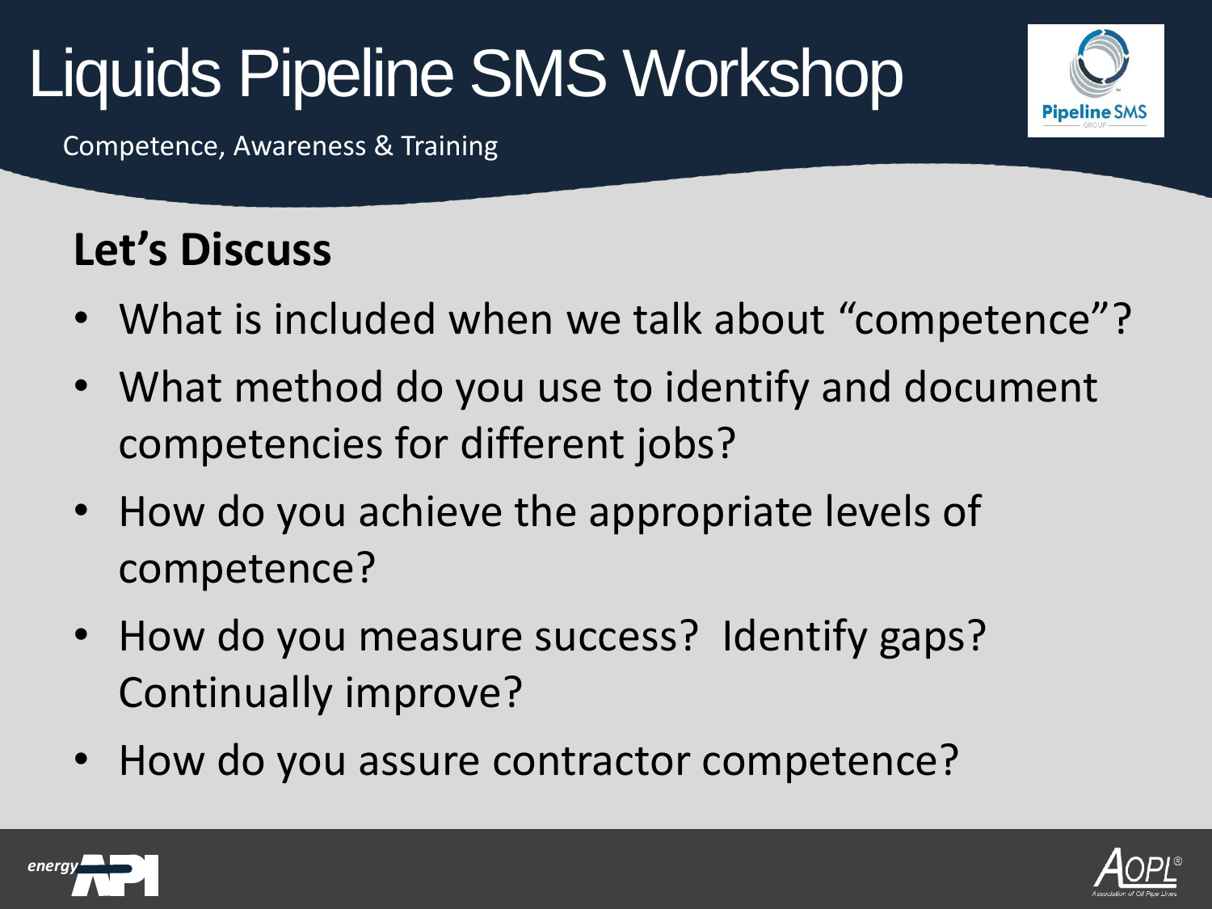# Liquids Pipeline SMS Workshop

Competence, Awareness & Training

## Let's Discuss

- What is included when we talk about "competence"?
- What method do you use to identify and document competencies for different jobs?
- How do you achieve the appropriate levels of competence?
- How do you measure success? Identify gaps? Continually improve?
- How do you assure contractor competence?